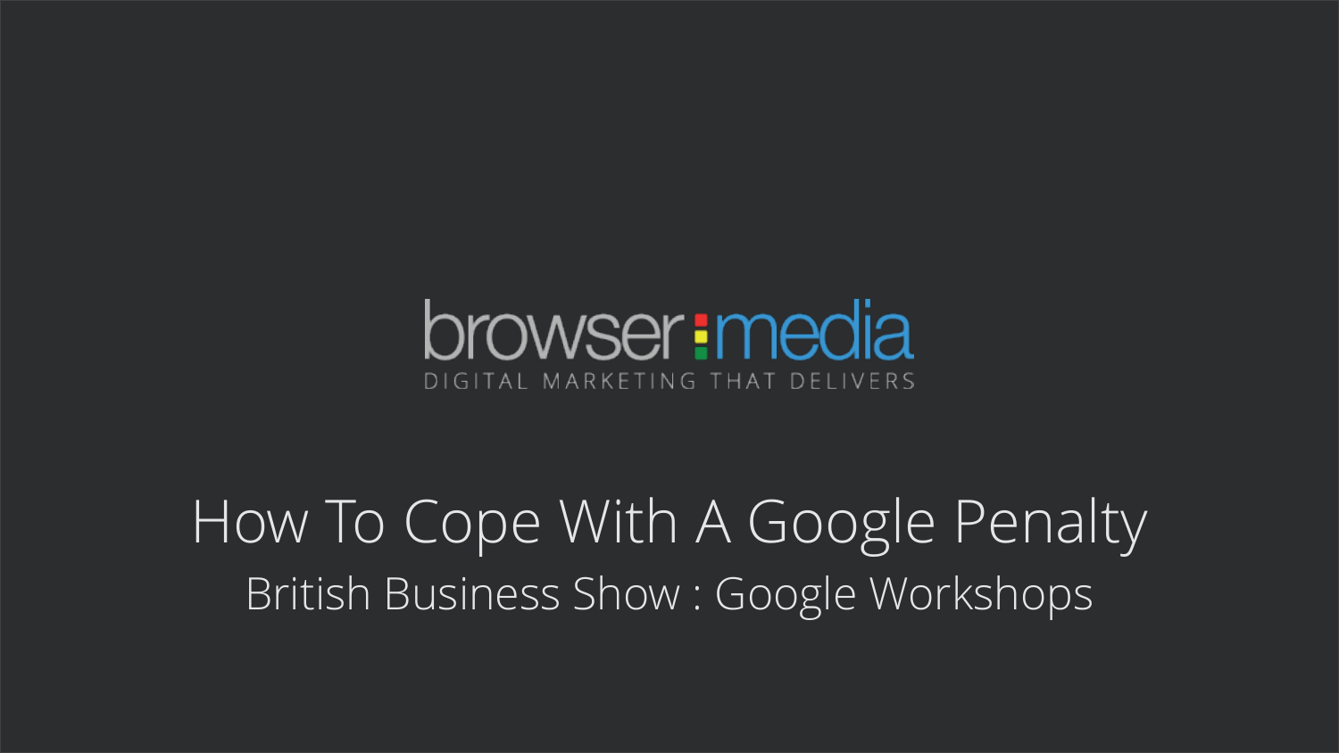browser:media

DIGITAL MARKETING THAT DELIVERS

# How To Cope With A Google Penalty

## British Business Show : Google Workshops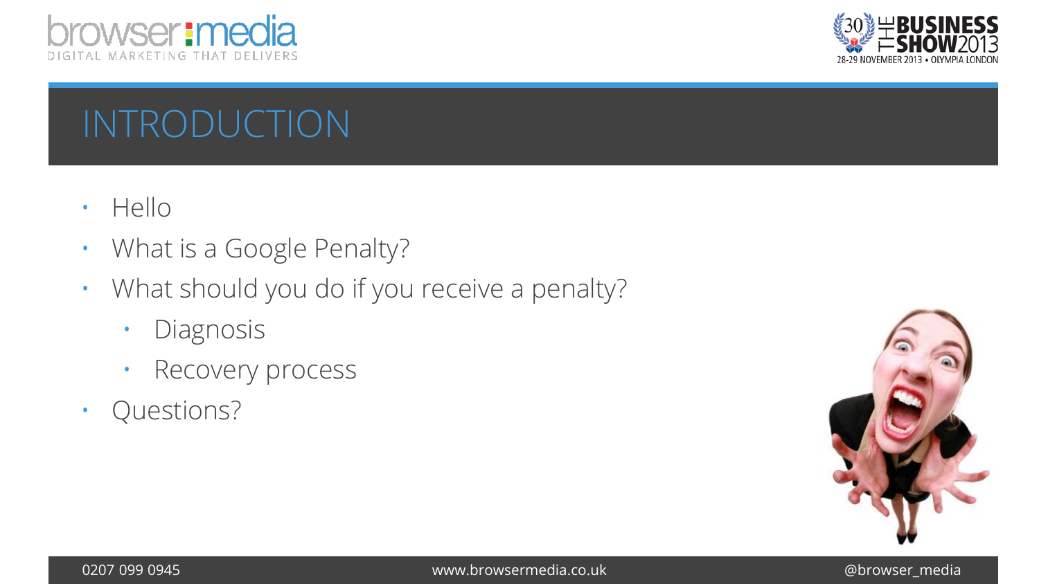# INTRODUCTION

- Hello
- What is a Google Penalty?
- What should you do if you receive a penalty?
  - Diagnosis
  - Recovery process
- Questions?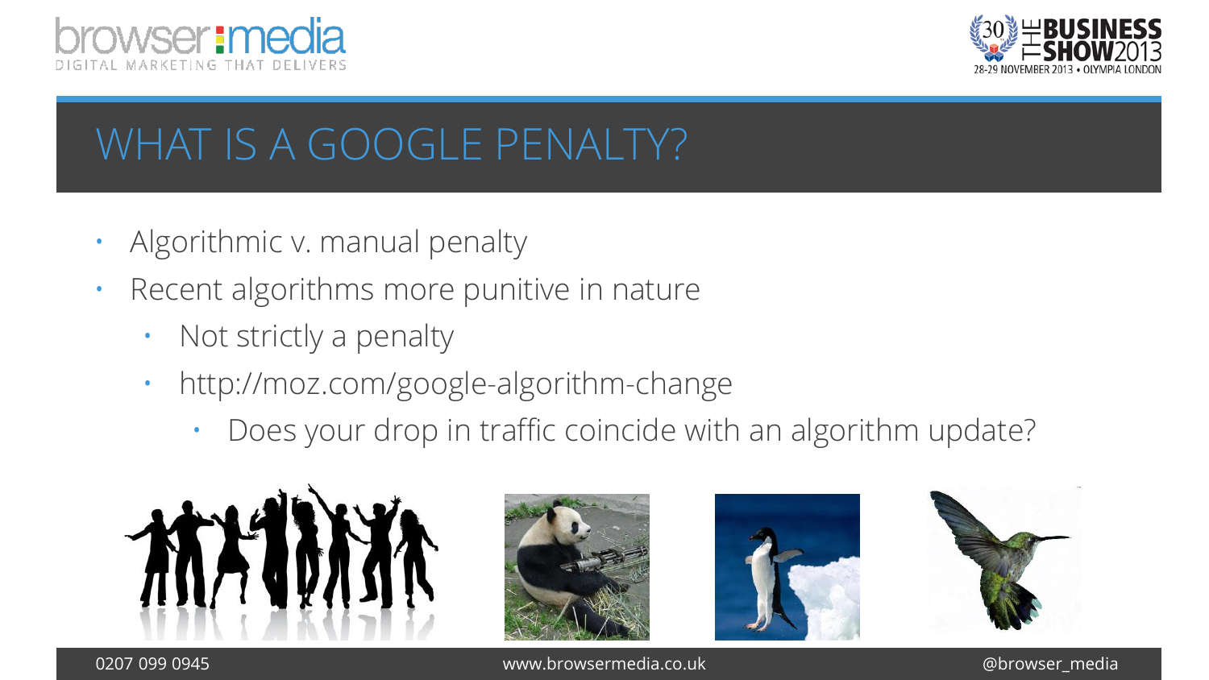# WHAT IS A GOOGLE PENALTY?

- Algorithmic v. manual penalty
- Recent algorithms more punitive in nature
  - Not strictly a penalty
  - http://moz.com/google-algorithm-change
    - Does your drop in traffic coincide with an algorithm update?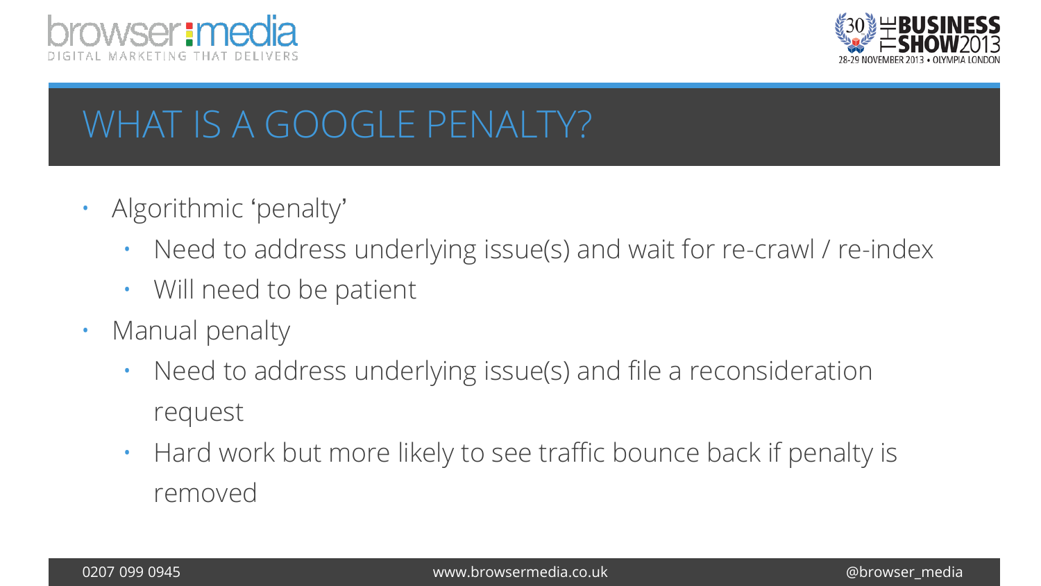# WHAT IS A GOOGLE PENALTY?

- Algorithmic 'penalty'
  - Need to address underlying issue(s) and wait for re-crawl / re-index
  - Will need to be patient
- Manual penalty
  - Need to address underlying issue(s) and file a reconsideration request
  - Hard work but more likely to see traffic bounce back if penalty is removed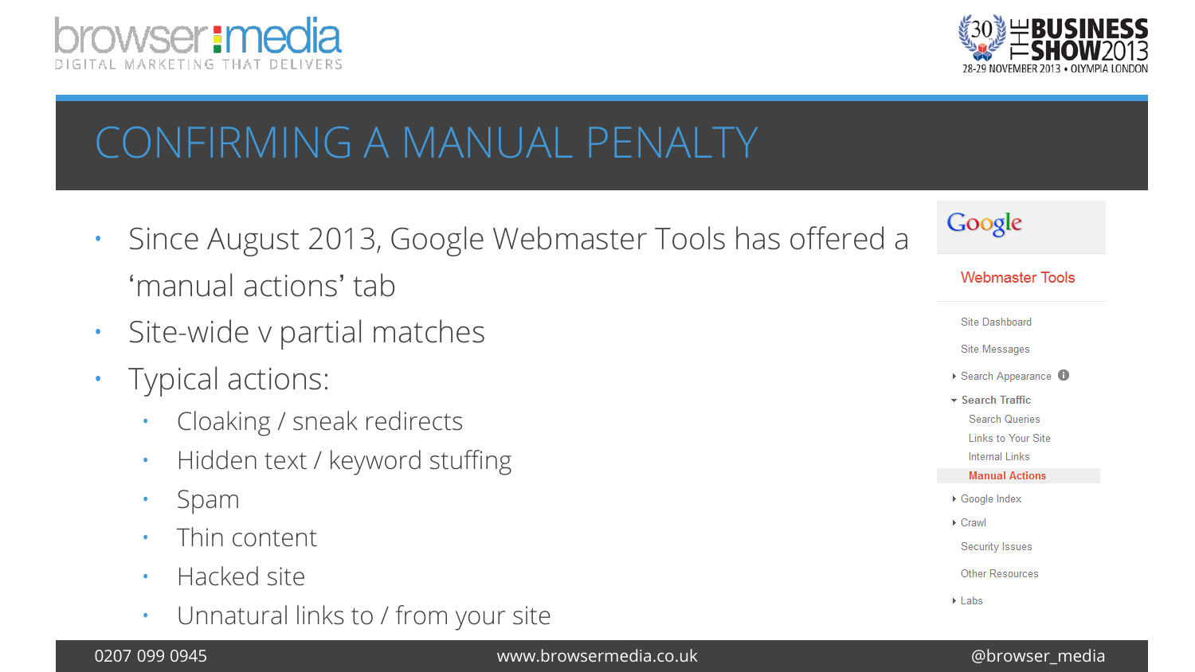# CONFIRMING A MANUAL PENALTY

- Since August 2013, Google Webmaster Tools has offered a 'manual actions' tab
- Site-wide v partial matches
- Typical actions:
  - Cloaking / sneak redirects
  - Hidden text / keyword stuffing
  - Spam
  - Thin content
  - Hacked site
  - Unnatural links to / from your site

Google

Webmaster Tools

- Site Dashboard
- Site Messages
- Search Appearance
- Search Traffic
  - Search Queries
  - Links to Your Site
  - Internal Links
  - **Manual Actions**
- Google Index
- Crawl
- Security Issues
- Other Resources
- Labs

0207 099 0945 www.browsermedia.co.uk @browser_media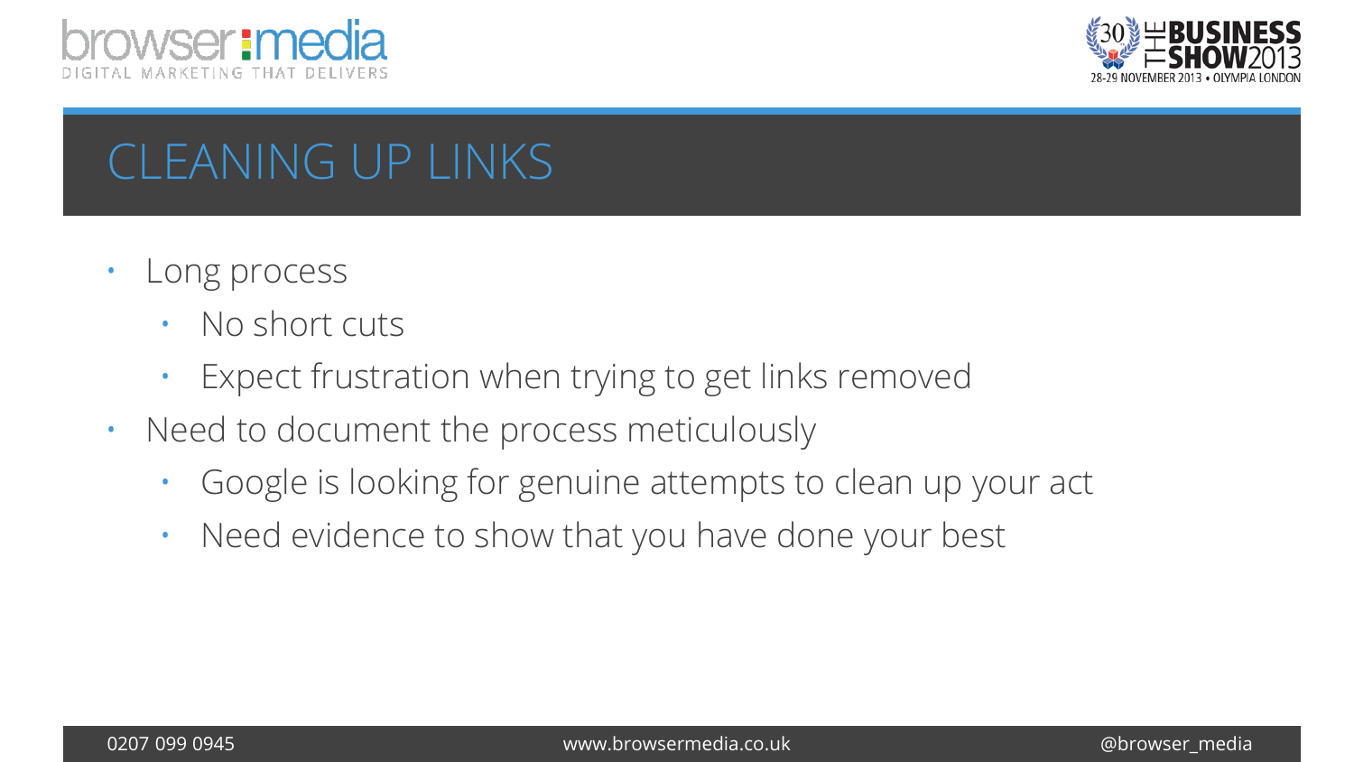# CLEANING UP LINKS

- Long process
  - No short cuts
  - Expect frustration when trying to get links removed
- Need to document the process meticulously
  - Google is looking for genuine attempts to clean up your act
  - Need evidence to show that you have done your best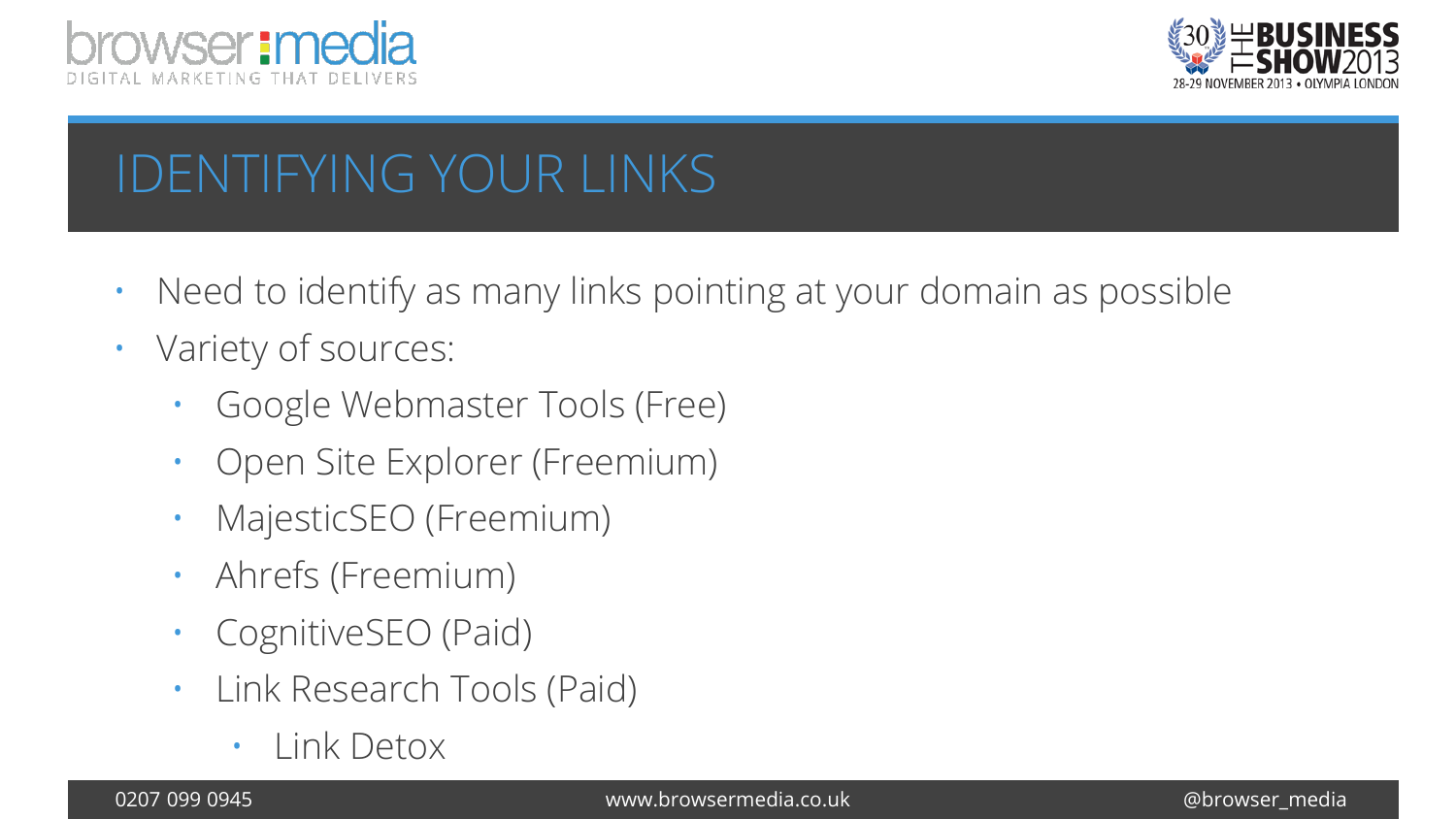# IDENTIFYING YOUR LINKS

- Need to identify as many links pointing at your domain as possible
- Variety of sources:
  - Google Webmaster Tools (Free)
  - Open Site Explorer (Freemium)
  - MajesticSEO (Freemium)
  - Ahrefs (Freemium)
  - CognitiveSEO (Paid)
  - Link Research Tools (Paid)
    - Link Detox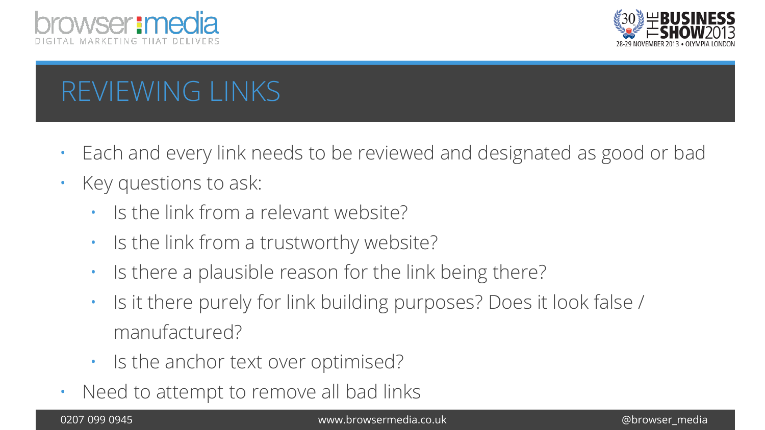# REVIEWING LINKS

- Each and every link needs to be reviewed and designated as good or bad
- Key questions to ask:
  - Is the link from a relevant website?
  - Is the link from a trustworthy website?
  - Is there a plausible reason for the link being there?
  - Is it there purely for link building purposes? Does it look false / manufactured?
  - Is the anchor text over optimised?
- Need to attempt to remove all bad links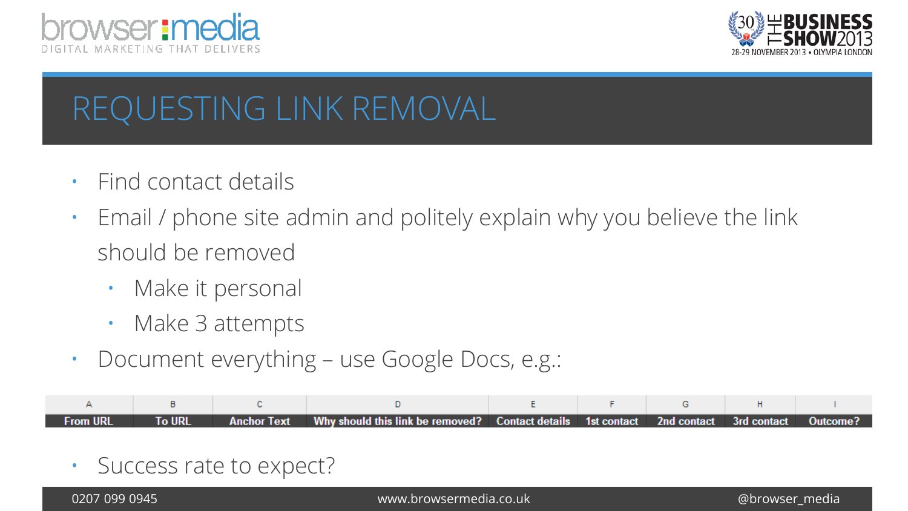# REQUESTING LINK REMOVAL

- Find contact details
- Email / phone site admin and politely explain why you believe the link should be removed
  - Make it personal
  - Make 3 attempts
- Document everything – use Google Docs, e.g.:

| A | B | C | D | E | F | G | H | I |
|---|---|---|---|---|---|---|---|---|
| From URL | To URL | Anchor Text | Why should this link be removed? | Contact details | 1st contact | 2nd contact | 3rd contact | Outcome? |

- Success rate to expect?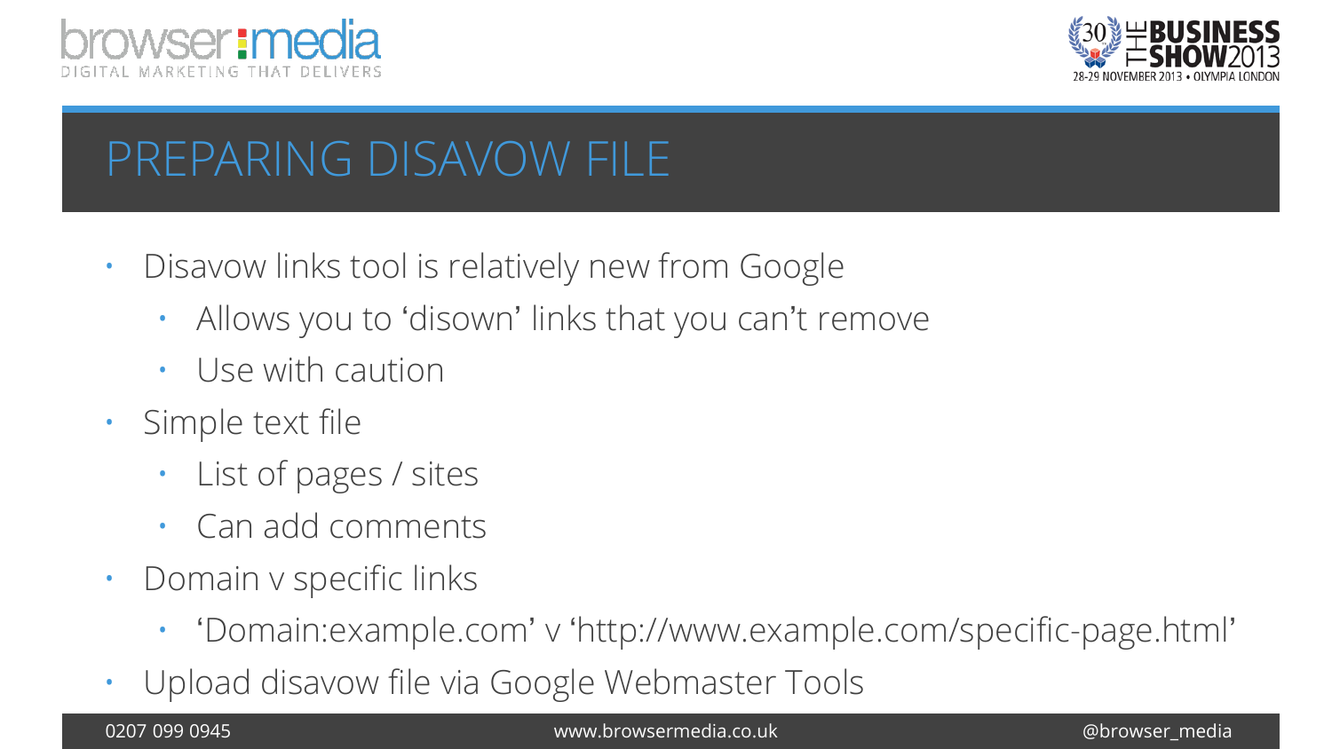# PREPARING DISAVOW FILE

- Disavow links tool is relatively new from Google
  - Allows you to 'disown' links that you can't remove
  - Use with caution
- Simple text file
  - List of pages / sites
  - Can add comments
- Domain v specific links
  - 'Domain:example.com' v 'http://www.example.com/specific-page.html'
- Upload disavow file via Google Webmaster Tools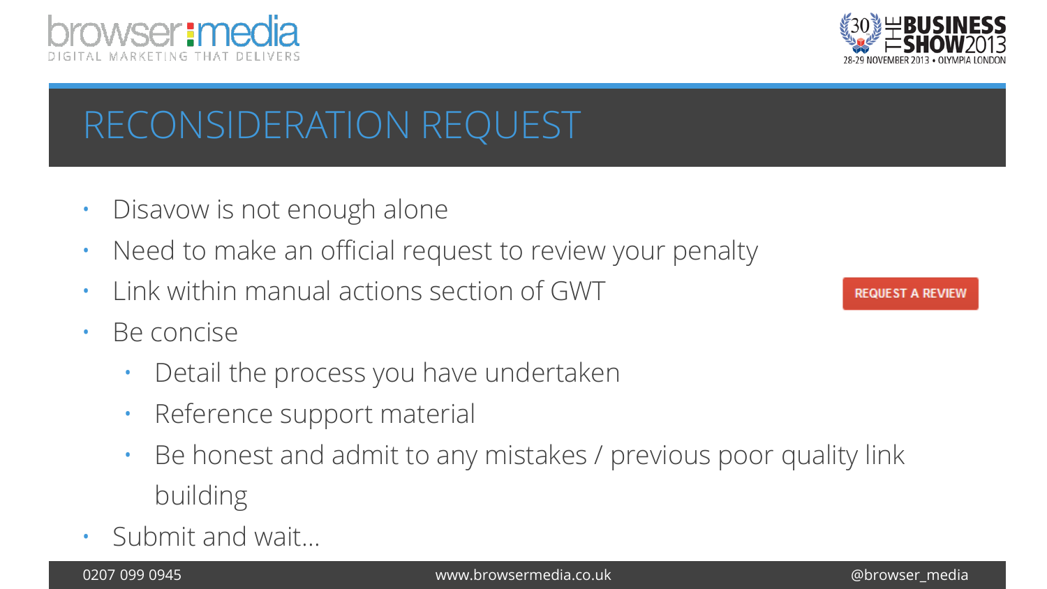# RECONSIDERATION REQUEST

- Disavow is not enough alone
- Need to make an official request to review your penalty
- Link within manual actions section of GWT

REQUEST A REVIEW

- Be concise
  - Detail the process you have undertaken
  - Reference support material
  - Be honest and admit to any mistakes / previous poor quality link building
- Submit and wait…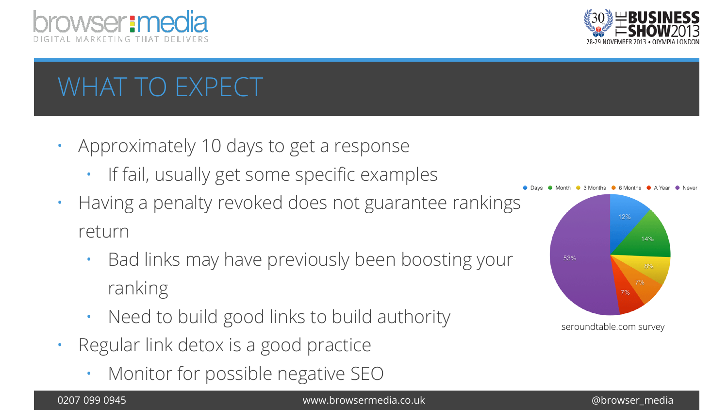# WHAT TO EXPECT

- Approximately 10 days to get a response
  - If fail, usually get some specific examples
- Having a penalty revoked does not guarantee rankings return
  - Bad links may have previously been boosting your ranking
  - Need to build good links to build authority
- Regular link detox is a good practice
  - Monitor for possible negative SEO

| Days | Month | 3 Months | 6 Months | A Year | Never |
|---|---|---|---|---|---|
| 12% | 14% | 8% | 7% | 7% | 53% |

seroundtable.com survey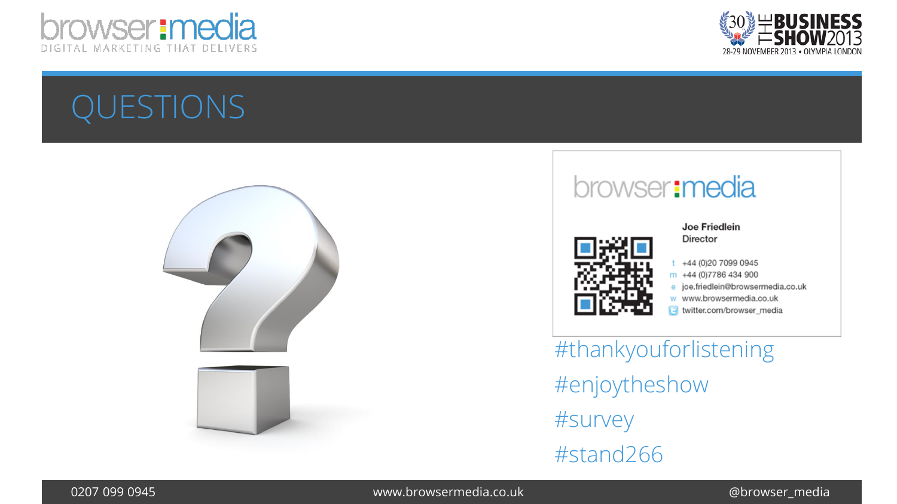# QUESTIONS

browser:media

**Joe Friedlein**
**Director**

t +44 (0)20 7099 0945
m +44 (0)7786 434 900
e joe.friedlein@browsermedia.co.uk
w www.browsermedia.co.uk
twitter.com/browser_media

#thankyouforlistening

#enjoytheshow

#survey

#stand266